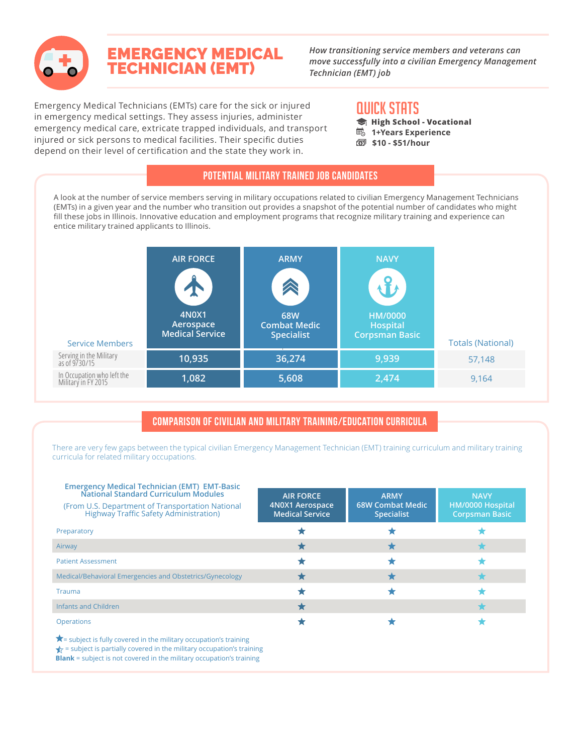# EMERGENCY MEDICAL TECHNICIAN (EMT)

*How transitioning service members and veterans can move successfully into a civilian Emergency Management Technician (EMT) job*

Emergency Medical Technicians (EMTs) care for the sick or injured in emergency medical settings. They assess injuries, administer emergency medical care, extricate trapped individuals, and transport injured or sick persons to medical facilities. Their specific duties depend on their level of certification and the state they work in.

## QUICK STATS

- **High School - Vocational**
- **1+Years Experience**
- **$10 - $51/hour**

## POTENTIAL MILITARY TRAINED JOB CANDIDATES

A look at the number of service members serving in military occupations related to civilian Emergency Management Technicians (EMTs) in a given year and the number who transition out provides a snapshot of the potential number of candidates who might fill these jobs in Illinois. Innovative education and employment programs that recognize military training and experience can entice military trained applicants to Illinois.

| Service Members | AIR FORCE 4N0X1 Aerospace Medical Service | ARMY 68W Combat Medic Specialist | NAVY HM/0000 Hospital Corpsman Basic | Totals (National) |
|---|---|---|---|---|
| Serving in the Military as of 9/30/15 | 10,935 | 36,274 | 9,939 | 57,148 |
| In Occupation who left the Military in FY 2015 | 1,082 | 5,608 | 2,474 | 9,164 |

## COMPARISON OF CIVILIAN AND MILITARY TRAINING/EDUCATION CURRICULA

There are very few gaps between the typical civilian Emergency Management Technician (EMT) training curriculum and military training curricula for related military occupations.

| Emergency Medical Technician (EMT) EMT-Basic National Standard Curriculum Modules (From U.S. Department of Transportation National Highway Traffic Safety Administration) | AIR FORCE 4N0X1 Aerospace Medical Service | ARMY 68W Combat Medic Specialist | NAVY HM/0000 Hospital Corpsman Basic |
|---|---|---|---|
| Preparatory | ★ | ★ | ★ |
| Airway | ★ | ★ | ★ |
| Patient Assessment | ★ | ★ | ★ |
| Medical/Behavioral Emergencies and Obstetrics/Gynecology | ★ | ★ | ★ |
| Trauma | ★ | ★ | ★ |
| Infants and Children | ★ | | ★ |
| Operations | ★ | ★ | ★ |

★ = subject is fully covered in the military occupation's training
☆ = subject is partially covered in the military occupation's training
**Blank** = subject is not covered in the military occupation's training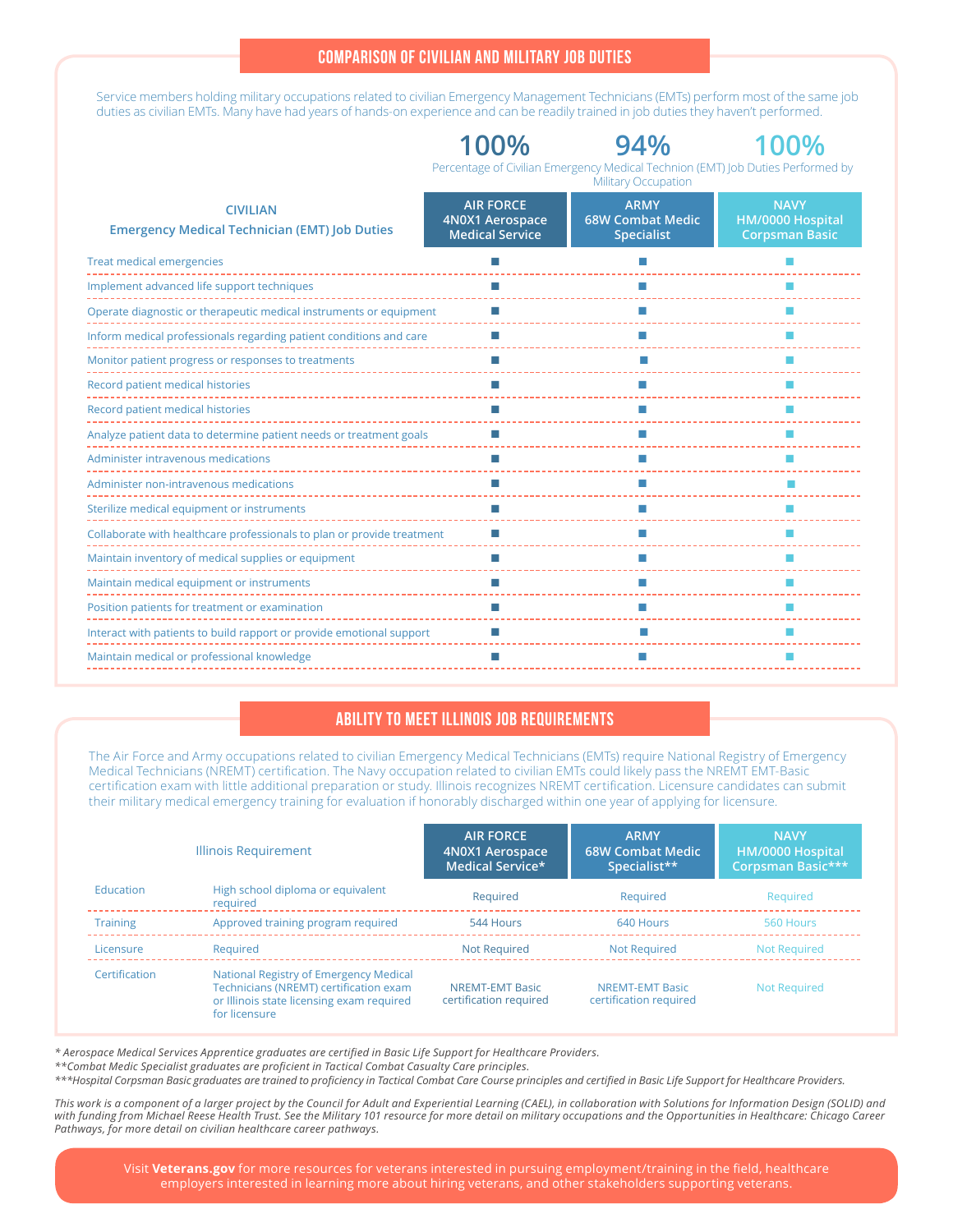## COMPARISON OF CIVILIAN AND MILITARY JOB DUTIES

Service members holding military occupations related to civilian Emergency Management Technicians (EMTs) perform most of the same job duties as civilian EMTs. Many have had years of hands-on experience and can be readily trained in job duties they haven't performed.

Percentage of Civilian Emergency Medical Technion (EMT) Job Duties Performed by Military Occupation

| CIVILIAN Emergency Medical Technician (EMT) Job Duties | AIR FORCE 4N0X1 Aerospace Medical Service | ARMY 68W Combat Medic Specialist | NAVY HM/0000 Hospital Corpsman Basic |
|---|---|---|---|
| | 100% | 94% | 100% |
| Treat medical emergencies | ■ | ■ | ■ |
| Implement advanced life support techniques | ■ | ■ | ■ |
| Operate diagnostic or therapeutic medical instruments or equipment | ■ | ■ | ■ |
| Inform medical professionals regarding patient conditions and care | ■ | ■ | ■ |
| Monitor patient progress or responses to treatments | ■ | ■ | ■ |
| Record patient medical histories | ■ | ■ | ■ |
| Record patient medical histories | ■ | ■ | ■ |
| Analyze patient data to determine patient needs or treatment goals | ■ | ■ | ■ |
| Administer intravenous medications | ■ | ■ | ■ |
| Administer non-intravenous medications | ■ | ■ | ■ |
| Sterilize medical equipment or instruments | ■ | ■ | ■ |
| Collaborate with healthcare professionals to plan or provide treatment | ■ | ■ | ■ |
| Maintain inventory of medical supplies or equipment | ■ | ■ | ■ |
| Maintain medical equipment or instruments | ■ | ■ | ■ |
| Position patients for treatment or examination | ■ | ■ | ■ |
| Interact with patients to build rapport or provide emotional support | ■ | ■ | ■ |
| Maintain medical or professional knowledge | ■ | ■ | ■ |

## ABILITY TO MEET ILLINOIS JOB REQUIREMENTS

The Air Force and Army occupations related to civilian Emergency Medical Technicians (EMTs) require National Registry of Emergency Medical Technicians (NREMT) certification. The Navy occupation related to civilian EMTs could likely pass the NREMT EMT-Basic certification exam with little additional preparation or study. Illinois recognizes NREMT certification. Licensure candidates can submit their military medical emergency training for evaluation if honorably discharged within one year of applying for licensure.

| Illinois Requirement | | AIR FORCE 4N0X1 Aerospace Medical Service* | ARMY 68W Combat Medic Specialist** | NAVY HM/0000 Hospital Corpsman Basic*** |
|---|---|---|---|---|
| Education | High school diploma or equivalent required | Required | Required | Required |
| Training | Approved training program required | 544 Hours | 640 Hours | 560 Hours |
| Licensure | Required | Not Required | Not Required | Not Required |
| Certification | National Registry of Emergency Medical Technicians (NREMT) certification exam or Illinois state licensing exam required for licensure | NREMT-EMT Basic certification required | NREMT-EMT Basic certification required | Not Required |

*\* Aerospace Medical Services Apprentice graduates are certified in Basic Life Support for Healthcare Providers.*
*\*\*Combat Medic Specialist graduates are proficient in Tactical Combat Casualty Care principles.*
*\*\*\*Hospital Corpsman Basic graduates are trained to proficiency in Tactical Combat Care Course principles and certified in Basic Life Support for Healthcare Providers.*

*This work is a component of a larger project by the Council for Adult and Experiential Learning (CAEL), in collaboration with Solutions for Information Design (SOLID) and with funding from Michael Reese Health Trust. See the Military 101 resource for more detail on military occupations and the Opportunities in Healthcare: Chicago Career Pathways, for more detail on civilian healthcare career pathways.*

Visit **Veterans.gov** for more resources for veterans interested in pursuing employment/training in the field, healthcare employers interested in learning more about hiring veterans, and other stakeholders supporting veterans.